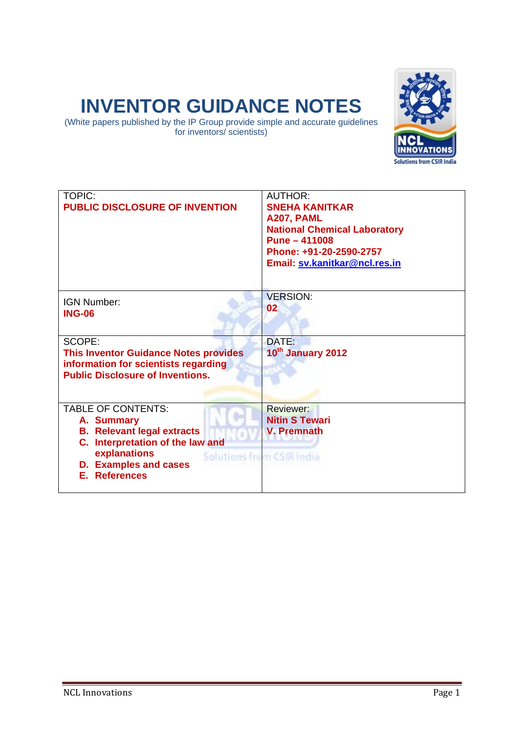# INVENTOR GUIDANCE NOTES

(White papers published by the IP Group provide simple and accurate guidelines for inventors/ scientists)

| TOPIC:<br>**PUBLIC DISCLOSURE OF INVENTION** | AUTHOR:<br>**SNEHA KANITKAR**<br>**A207, PAML**<br>**National Chemical Laboratory**<br>**Pune – 411008**<br>**Phone: +91-20-2590-2757**<br>**Email: sv.kanitkar@ncl.res.in** |
|---|---|
| IGN Number:<br>**ING-06** | VERSION:<br>**02** |
| SCOPE:<br>**This Inventor Guidance Notes provides information for scientists regarding Public Disclosure of Inventions.** | DATE:<br>**10th January 2012** |
| TABLE OF CONTENTS:<br>**A. Summary**<br>**B. Relevant legal extracts**<br>**C. Interpretation of the law and explanations**<br>**D. Examples and cases**<br>**E. References** | Reviewer:<br>**Nitin S Tewari**<br>**V. Premnath** |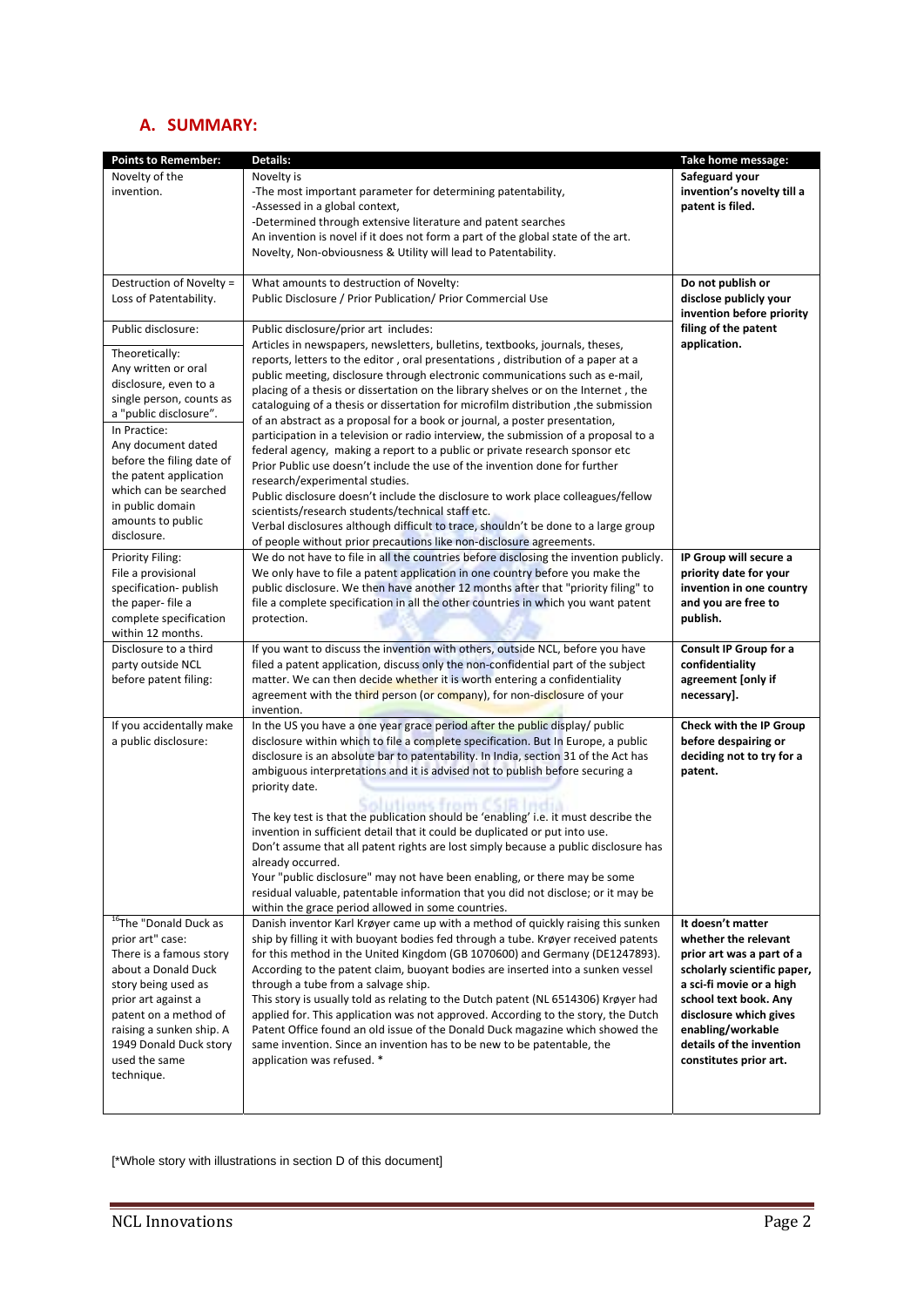## A. SUMMARY:

| Points to Remember: | Details: | Take home message: |
|---|---|---|
| Novelty of the invention. | Novelty is<br>-The most important parameter for determining patentability,<br>-Assessed in a global context,<br>-Determined through extensive literature and patent searches<br>An invention is novel if it does not form a part of the global state of the art.<br>Novelty, Non-obviousness & Utility will lead to Patentability. | **Safeguard your invention's novelty till a patent is filed.** |
| Destruction of Novelty = Loss of Patentability. | What amounts to destruction of Novelty:<br>Public Disclosure / Prior Publication/ Prior Commercial Use | **Do not publish or disclose publicly your invention before priority filing of the patent application.** |
| Public disclosure:<br><br>Theoretically:<br>Any written or oral disclosure, even to a single person, counts as a "public disclosure".<br><br>In Practice:<br>Any document dated before the filing date of the patent application which can be searched in public domain amounts to public disclosure. | Public disclosure/prior art includes:<br>Articles in newspapers, newsletters, bulletins, textbooks, journals, theses, reports, letters to the editor , oral presentations , distribution of a paper at a public meeting, disclosure through electronic communications such as e-mail, placing of a thesis or dissertation on the library shelves or on the Internet , the cataloguing of a thesis or dissertation for microfilm distribution ,the submission of an abstract as a proposal for a book or journal, a poster presentation, participation in a television or radio interview, the submission of a proposal to a federal agency, making a report to a public or private research sponsor etc<br>Prior Public use doesn't include the use of the invention done for further research/experimental studies.<br>Public disclosure doesn't include the disclosure to work place colleagues/fellow scientists/research students/technical staff etc.<br>Verbal disclosures although difficult to trace, shouldn't be done to a large group of people without prior precautions like non-disclosure agreements. | |
| Priority Filing:<br>File a provisional specification- publish the paper- file a complete specification within 12 months. | We do not have to file in all the countries before disclosing the invention publicly. We only have to file a patent application in one country before you make the public disclosure. We then have another 12 months after that "priority filing" to file a complete specification in all the other countries in which you want patent protection. | **IP Group will secure a priority date for your invention in one country and you are free to publish.** |
| Disclosure to a third party outside NCL before patent filing: | If you want to discuss the invention with others, outside NCL, before you have filed a patent application, discuss only the non-confidential part of the subject matter. We can then decide whether it is worth entering a confidentiality agreement with the third person (or company), for non-disclosure of your invention. | **Consult IP Group for a confidentiality agreement [only if necessary].** |
| If you accidentally make a public disclosure: | In the US you have a one year grace period after the public display/ public disclosure within which to file a complete specification. But In Europe, a public disclosure is an absolute bar to patentability. In India, section 31 of the Act has ambiguous interpretations and it is advised not to publish before securing a priority date.<br><br>The key test is that the publication should be 'enabling' i.e. it must describe the invention in sufficient detail that it could be duplicated or put into use.<br>Don't assume that all patent rights are lost simply because a public disclosure has already occurred.<br>Your "public disclosure" may not have been enabling, or there may be some residual valuable, patentable information that you did not disclose; or it may be within the grace period allowed in some countries. | **Check with the IP Group before despairing or deciding not to try for a patent.** |
| [16]The "Donald Duck as prior art" case:<br>There is a famous story about a Donald Duck story being used as prior art against a patent on a method of raising a sunken ship. A 1949 Donald Duck story used the same technique. | Danish inventor Karl Krøyer came up with a method of quickly raising this sunken ship by filling it with buoyant bodies fed through a tube. Krøyer received patents for this method in the United Kingdom (GB 1070600) and Germany (DE1247893). According to the patent claim, buoyant bodies are inserted into a sunken vessel through a tube from a salvage ship.<br>This story is usually told as relating to the Dutch patent (NL 6514306) Krøyer had applied for. This application was not approved. According to the story, the Dutch Patent Office found an old issue of the Donald Duck magazine which showed the same invention. Since an invention has to be new to be patentable, the application was refused. * | **It doesn't matter whether the relevant prior art was a part of a scholarly scientific paper, a sci-fi movie or a high school text book. Any disclosure which gives enabling/workable details of the invention constitutes prior art.** |

[*Whole story with illustrations in section D of this document]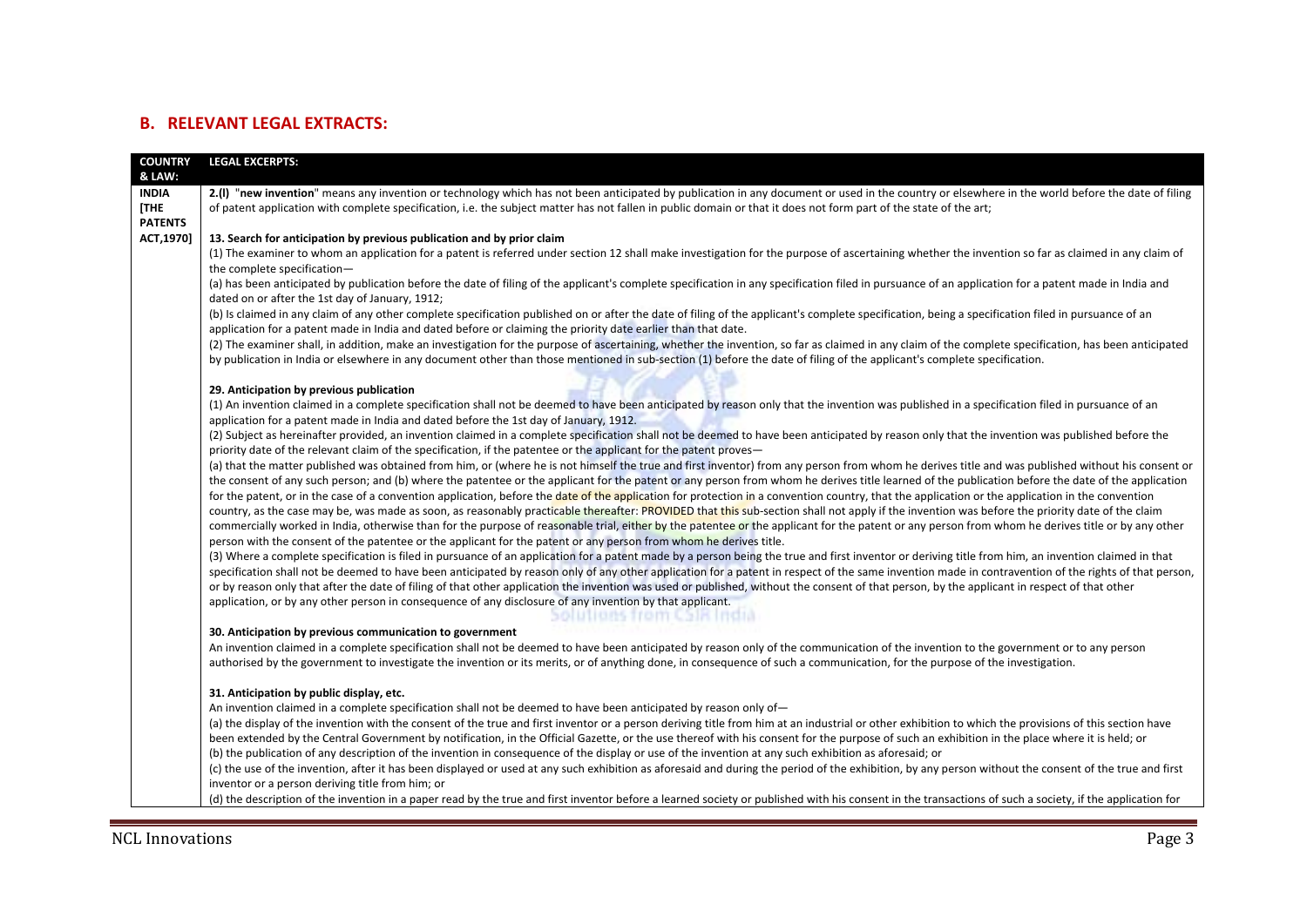## B. RELEVANT LEGAL EXTRACTS:

| COUNTRY & LAW: | LEGAL EXCERPTS: |
|---|---|
| INDIA [THE PATENTS ACT,1970] | **2.(l)** "**new invention**" means any invention or technology which has not been anticipated by publication in any document or used in the country or elsewhere in the world before the date of filing of patent application with complete specification, i.e. the subject matter has not fallen in public domain or that it does not form part of the state of the art;<br><br>**13. Search for anticipation by previous publication and by prior claim**<br>(1) The examiner to whom an application for a patent is referred under section 12 shall make investigation for the purpose of ascertaining whether the invention so far as claimed in any claim of the complete specification—<br>(a) has been anticipated by publication before the date of filing of the applicant's complete specification in any specification filed in pursuance of an application for a patent made in India and dated on or after the 1st day of January, 1912;<br>(b) Is claimed in any claim of any other complete specification published on or after the date of filing of the applicant's complete specification, being a specification filed in pursuance of an application for a patent made in India and dated before or claiming the priority date earlier than that date.<br>(2) The examiner shall, in addition, make an investigation for the purpose of ascertaining, whether the invention, so far as claimed in any claim of the complete specification, has been anticipated by publication in India or elsewhere in any document other than those mentioned in sub-section (1) before the date of filing of the applicant's complete specification.<br><br>**29. Anticipation by previous publication**<br>(1) An invention claimed in a complete specification shall not be deemed to have been anticipated by reason only that the invention was published in a specification filed in pursuance of an application for a patent made in India and dated before the 1st day of January, 1912.<br>(2) Subject as hereinafter provided, an invention claimed in a complete specification shall not be deemed to have been anticipated by reason only that the invention was published before the priority date of the relevant claim of the specification, if the patentee or the applicant for the patent proves—<br>(a) that the matter published was obtained from him, or (where he is not himself the true and first inventor) from any person from whom he derives title and was published without his consent or the consent of any such person; and (b) where the patentee or the applicant for the patent or any person from whom he derives title learned of the publication before the date of the application for the patent, or in the case of a convention application, before the date of the application for protection in a convention country, that the application or the application in the convention country, as the case may be, was made as soon, as reasonably practicable thereafter: PROVIDED that this sub-section shall not apply if the invention was before the priority date of the claim commercially worked in India, otherwise than for the purpose of reasonable trial, either by the patentee or the applicant for the patent or any person from whom he derives title or by any other person with the consent of the patentee or the applicant for the patent or any person from whom he derives title.<br>(3) Where a complete specification is filed in pursuance of an application for a patent made by a person being the true and first inventor or deriving title from him, an invention claimed in that specification shall not be deemed to have been anticipated by reason only of any other application for a patent in respect of the same invention made in contravention of the rights of that person, or by reason only that after the date of filing of that other application the invention was used or published, without the consent of that person, by the applicant in respect of that other application, or by any other person in consequence of any disclosure of any invention by that applicant.<br><br>**30. Anticipation by previous communication to government**<br>An invention claimed in a complete specification shall not be deemed to have been anticipated by reason only of the communication of the invention to the government or to any person authorised by the government to investigate the invention or its merits, or of anything done, in consequence of such a communication, for the purpose of the investigation.<br><br>**31. Anticipation by public display, etc.**<br>An invention claimed in a complete specification shall not be deemed to have been anticipated by reason only of—<br>(a) the display of the invention with the consent of the true and first inventor or a person deriving title from him at an industrial or other exhibition to which the provisions of this section have been extended by the Central Government by notification, in the Official Gazette, or the use thereof with his consent for the purpose of such an exhibition in the place where it is held; or<br>(b) the publication of any description of the invention in consequence of the display or use of the invention at any such exhibition as aforesaid; or<br>(c) the use of the invention, after it has been displayed or used at any such exhibition as aforesaid and during the period of the exhibition, by any person without the consent of the true and first inventor or a person deriving title from him; or<br>(d) the description of the invention in a paper read by the true and first inventor before a learned society or published with his consent in the transactions of such a society, if the application for |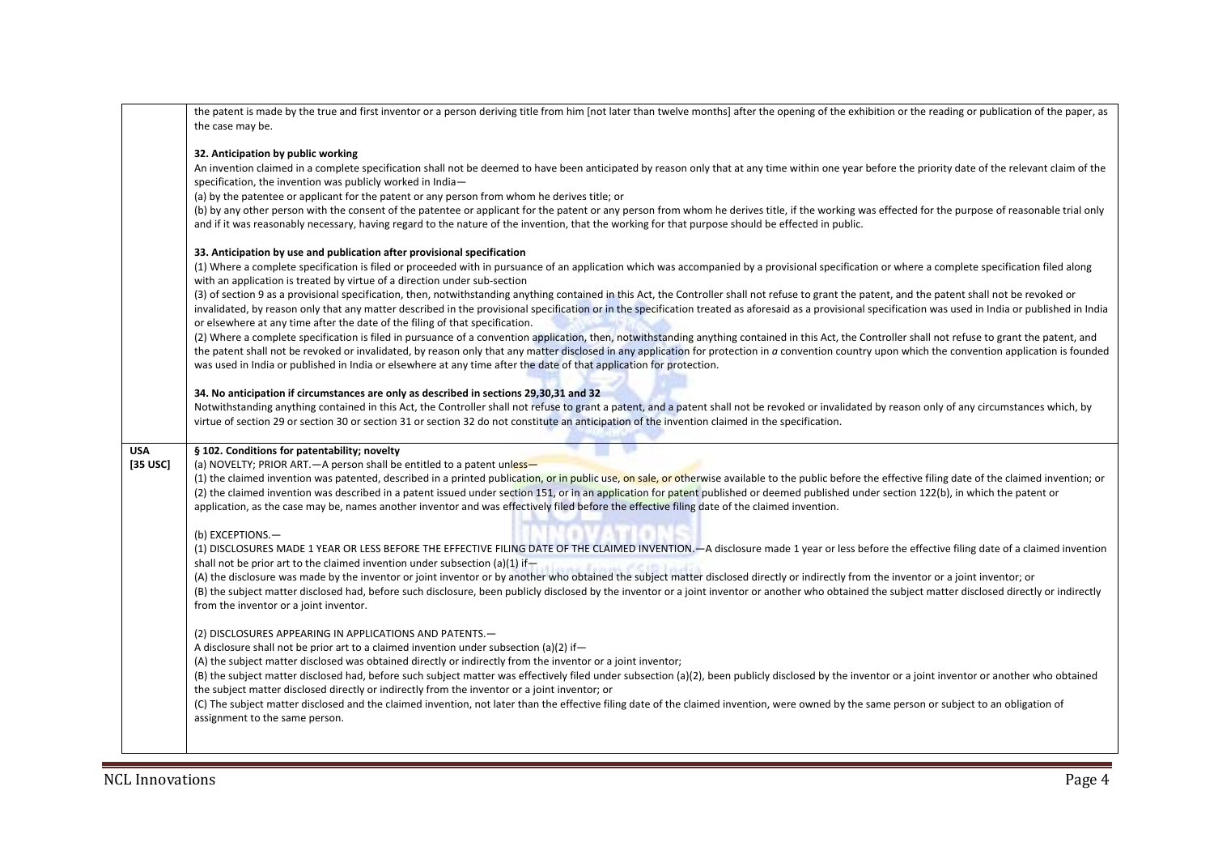| | |
|---|---|
| | the patent is made by the true and first inventor or a person deriving title from him [not later than twelve months] after the opening of the exhibition or the reading or publication of the paper, as the case may be.<br><br>**32. Anticipation by public working**<br>An invention claimed in a complete specification shall not be deemed to have been anticipated by reason only that at any time within one year before the priority date of the relevant claim of the specification, the invention was publicly worked in India—<br>(a) by the patentee or applicant for the patent or any person from whom he derives title; or<br>(b) by any other person with the consent of the patentee or applicant for the patent or any person from whom he derives title, if the working was effected for the purpose of reasonable trial only and if it was reasonably necessary, having regard to the nature of the invention, that the working for that purpose should be effected in public.<br><br>**33. Anticipation by use and publication after provisional specification**<br>(1) Where a complete specification is filed or proceeded with in pursuance of an application which was accompanied by a provisional specification or where a complete specification filed along with an application is treated by virtue of a direction under sub-section<br>(3) of section 9 as a provisional specification, then, notwithstanding anything contained in this Act, the Controller shall not refuse to grant the patent, and the patent shall not be revoked or invalidated, by reason only that any matter described in the provisional specification or in the specification treated as aforesaid as a provisional specification was used in India or published in India or elsewhere at any time after the date of the filing of that specification.<br>(2) Where a complete specification is filed in pursuance of a convention application, then, notwithstanding anything contained in this Act, the Controller shall not refuse to grant the patent, and the patent shall not be revoked or invalidated, by reason only that any matter disclosed in any application for protection in *a* convention country upon which the convention application is founded was used in India or published in India or elsewhere at any time after the date of that application for protection.<br><br>**34. No anticipation if circumstances are only as described in sections 29,30,31 and 32**<br>Notwithstanding anything contained in this Act, the Controller shall not refuse to grant a patent, and a patent shall not be revoked or invalidated by reason only of any circumstances which, by virtue of section 29 or section 30 or section 31 or section 32 do not constitute an anticipation of the invention claimed in the specification. |
| **USA [35 USC]** | **§ 102. Conditions for patentability; novelty**<br>(a) NOVELTY; PRIOR ART.—A person shall be entitled to a patent unless—<br>(1) the claimed invention was patented, described in a printed publication, or in public use, on sale, or otherwise available to the public before the effective filing date of the claimed invention; or<br>(2) the claimed invention was described in a patent issued under section 151, or in an application for patent published or deemed published under section 122(b), in which the patent or application, as the case may be, names another inventor and was effectively filed before the effective filing date of the claimed invention.<br><br>(b) EXCEPTIONS.—<br>(1) DISCLOSURES MADE 1 YEAR OR LESS BEFORE THE EFFECTIVE FILING DATE OF THE CLAIMED INVENTION.—A disclosure made 1 year or less before the effective filing date of a claimed invention shall not be prior art to the claimed invention under subsection (a)(1) if—<br>(A) the disclosure was made by the inventor or joint inventor or by another who obtained the subject matter disclosed directly or indirectly from the inventor or a joint inventor; or<br>(B) the subject matter disclosed had, before such disclosure, been publicly disclosed by the inventor or a joint inventor or another who obtained the subject matter disclosed directly or indirectly from the inventor or a joint inventor.<br><br>(2) DISCLOSURES APPEARING IN APPLICATIONS AND PATENTS.—<br>A disclosure shall not be prior art to a claimed invention under subsection (a)(2) if—<br>(A) the subject matter disclosed was obtained directly or indirectly from the inventor or a joint inventor;<br>(B) the subject matter disclosed had, before such subject matter was effectively filed under subsection (a)(2), been publicly disclosed by the inventor or a joint inventor or another who obtained the subject matter disclosed directly or indirectly from the inventor or a joint inventor; or<br>(C) The subject matter disclosed and the claimed invention, not later than the effective filing date of the claimed invention, were owned by the same person or subject to an obligation of assignment to the same person. |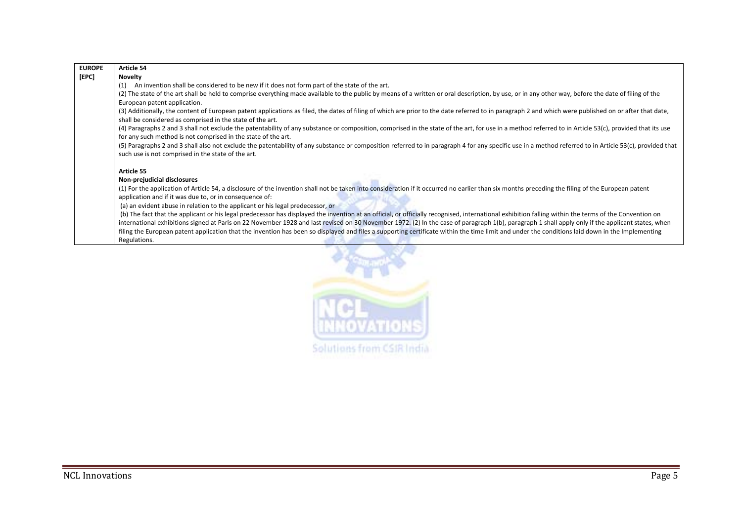| EUROPE [EPC] | **Article 54**<br>**Novelty**<br>(1) An invention shall be considered to be new if it does not form part of the state of the art.<br>(2) The state of the art shall be held to comprise everything made available to the public by means of a written or oral description, by use, or in any other way, before the date of filing of the European patent application.<br>(3) Additionally, the content of European patent applications as filed, the dates of filing of which are prior to the date referred to in paragraph 2 and which were published on or after that date, shall be considered as comprised in the state of the art.<br>(4) Paragraphs 2 and 3 shall not exclude the patentability of any substance or composition, comprised in the state of the art, for use in a method referred to in Article 53(c), provided that its use for any such method is not comprised in the state of the art.<br>(5) Paragraphs 2 and 3 shall also not exclude the patentability of any substance or composition referred to in paragraph 4 for any specific use in a method referred to in Article 53(c), provided that such use is not comprised in the state of the art.<br><br>**Article 55**<br>**Non-prejudicial disclosures**<br>(1) For the application of Article 54, a disclosure of the invention shall not be taken into consideration if it occurred no earlier than six months preceding the filing of the European patent application and if it was due to, or in consequence of:<br>(a) an evident abuse in relation to the applicant or his legal predecessor, or<br>(b) The fact that the applicant or his legal predecessor has displayed the invention at an official, or officially recognised, international exhibition falling within the terms of the Convention on international exhibitions signed at Paris on 22 November 1928 and last revised on 30 November 1972. (2) In the case of paragraph 1(b), paragraph 1 shall apply only if the applicant states, when filing the European patent application that the invention has been so displayed and files a supporting certificate within the time limit and under the conditions laid down in the Implementing Regulations. |
|---|---|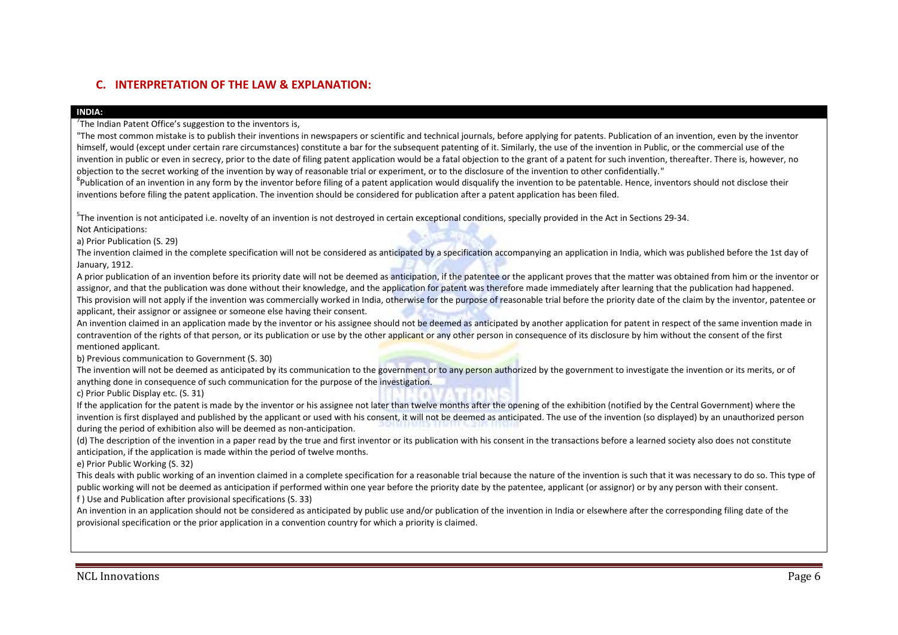## C. INTERPRETATION OF THE LAW & EXPLANATION:

**INDIA:**

[7]The Indian Patent Office's suggestion to the inventors is,

"The most common mistake is to publish their inventions in newspapers or scientific and technical journals, before applying for patents. Publication of an invention, even by the inventor himself, would (except under certain rare circumstances) constitute a bar for the subsequent patenting of it. Similarly, the use of the invention in Public, or the commercial use of the invention in public or even in secrecy, prior to the date of filing patent application would be a fatal objection to the grant of a patent for such invention, thereafter. There is, however, no objection to the secret working of the invention by way of reasonable trial or experiment, or to the disclosure of the invention to other confidentially."

[8]Publication of an invention in any form by the inventor before filing of a patent application would disqualify the invention to be patentable. Hence, inventors should not disclose their inventions before filing the patent application. The invention should be considered for publication after a patent application has been filed.

[5]The invention is not anticipated i.e. novelty of an invention is not destroyed in certain exceptional conditions, specially provided in the Act in Sections 29-34.

Not Anticipations:

a) Prior Publication (S. 29)

The invention claimed in the complete specification will not be considered as anticipated by a specification accompanying an application in India, which was published before the 1st day of January, 1912.

A prior publication of an invention before its priority date will not be deemed as anticipation, if the patentee or the applicant proves that the matter was obtained from him or the inventor or assignor, and that the publication was done without their knowledge, and the application for patent was therefore made immediately after learning that the publication had happened.

This provision will not apply if the invention was commercially worked in India, otherwise for the purpose of reasonable trial before the priority date of the claim by the inventor, patentee or applicant, their assignor or assignee or someone else having their consent.

An invention claimed in an application made by the inventor or his assignee should not be deemed as anticipated by another application for patent in respect of the same invention made in contravention of the rights of that person, or its publication or use by the other applicant or any other person in consequence of its disclosure by him without the consent of the first mentioned applicant.

b) Previous communication to Government (S. 30)

The invention will not be deemed as anticipated by its communication to the government or to any person authorized by the government to investigate the invention or its merits, or of anything done in consequence of such communication for the purpose of the investigation.

c) Prior Public Display etc. (S. 31)

If the application for the patent is made by the inventor or his assignee not later than twelve months after the opening of the exhibition (notified by the Central Government) where the invention is first displayed and published by the applicant or used with his consent, it will not be deemed as anticipated. The use of the invention (so displayed) by an unauthorized person during the period of exhibition also will be deemed as non-anticipation.

(d) The description of the invention in a paper read by the true and first inventor or its publication with his consent in the transactions before a learned society also does not constitute anticipation, if the application is made within the period of twelve months.

e) Prior Public Working (S. 32)

This deals with public working of an invention claimed in a complete specification for a reasonable trial because the nature of the invention is such that it was necessary to do so. This type of public working will not be deemed as anticipation if performed within one year before the priority date by the patentee, applicant (or assignor) or by any person with their consent.

f ) Use and Publication after provisional specifications (S. 33)

An invention in an application should not be considered as anticipated by public use and/or publication of the invention in India or elsewhere after the corresponding filing date of the provisional specification or the prior application in a convention country for which a priority is claimed.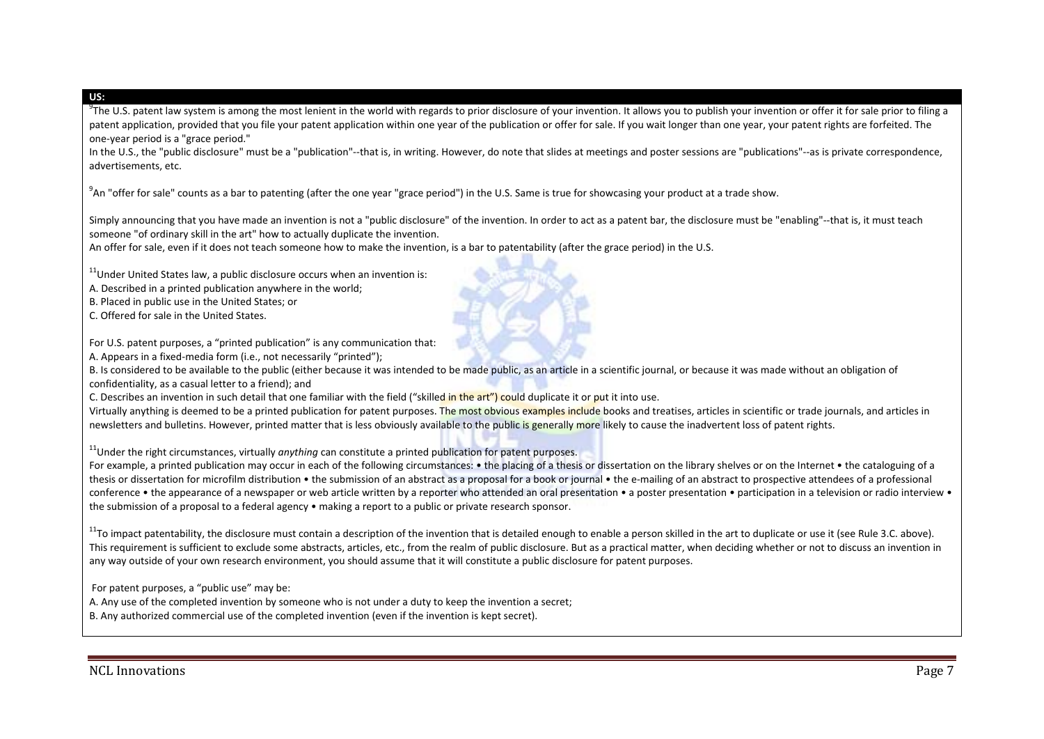**US:**

[9]The U.S. patent law system is among the most lenient in the world with regards to prior disclosure of your invention. It allows you to publish your invention or offer it for sale prior to filing a patent application, provided that you file your patent application within one year of the publication or offer for sale. If you wait longer than one year, your patent rights are forfeited. The one-year period is a "grace period."

In the U.S., the "public disclosure" must be a "publication"--that is, in writing. However, do note that slides at meetings and poster sessions are "publications"--as is private correspondence, advertisements, etc.

[9]An "offer for sale" counts as a bar to patenting (after the one year "grace period") in the U.S. Same is true for showcasing your product at a trade show.

Simply announcing that you have made an invention is not a "public disclosure" of the invention. In order to act as a patent bar, the disclosure must be "enabling"--that is, it must teach someone "of ordinary skill in the art" how to actually duplicate the invention.

An offer for sale, even if it does not teach someone how to make the invention, is a bar to patentability (after the grace period) in the U.S.

[11]Under United States law, a public disclosure occurs when an invention is:

A. Described in a printed publication anywhere in the world;

B. Placed in public use in the United States; or

C. Offered for sale in the United States.

For U.S. patent purposes, a "printed publication" is any communication that:

A. Appears in a fixed-media form (i.e., not necessarily "printed");

B. Is considered to be available to the public (either because it was intended to be made public, as an article in a scientific journal, or because it was made without an obligation of confidentiality, as a casual letter to a friend); and

C. Describes an invention in such detail that one familiar with the field ("skilled in the art") could duplicate it or put it into use.

Virtually anything is deemed to be a printed publication for patent purposes. The most obvious examples include books and treatises, articles in scientific or trade journals, and articles in newsletters and bulletins. However, printed matter that is less obviously available to the public is generally more likely to cause the inadvertent loss of patent rights.

[11]Under the right circumstances, virtually *anything* can constitute a printed publication for patent purposes.

For example, a printed publication may occur in each of the following circumstances: • the placing of a thesis or dissertation on the library shelves or on the Internet • the cataloguing of a thesis or dissertation for microfilm distribution • the submission of an abstract as a proposal for a book or journal • the e-mailing of an abstract to prospective attendees of a professional conference • the appearance of a newspaper or web article written by a reporter who attended an oral presentation • a poster presentation • participation in a television or radio interview • the submission of a proposal to a federal agency • making a report to a public or private research sponsor.

[11]To impact patentability, the disclosure must contain a description of the invention that is detailed enough to enable a person skilled in the art to duplicate or use it (see Rule 3.C. above). This requirement is sufficient to exclude some abstracts, articles, etc., from the realm of public disclosure. But as a practical matter, when deciding whether or not to discuss an invention in any way outside of your own research environment, you should assume that it will constitute a public disclosure for patent purposes.

For patent purposes, a "public use" may be:

A. Any use of the completed invention by someone who is not under a duty to keep the invention a secret;

B. Any authorized commercial use of the completed invention (even if the invention is kept secret).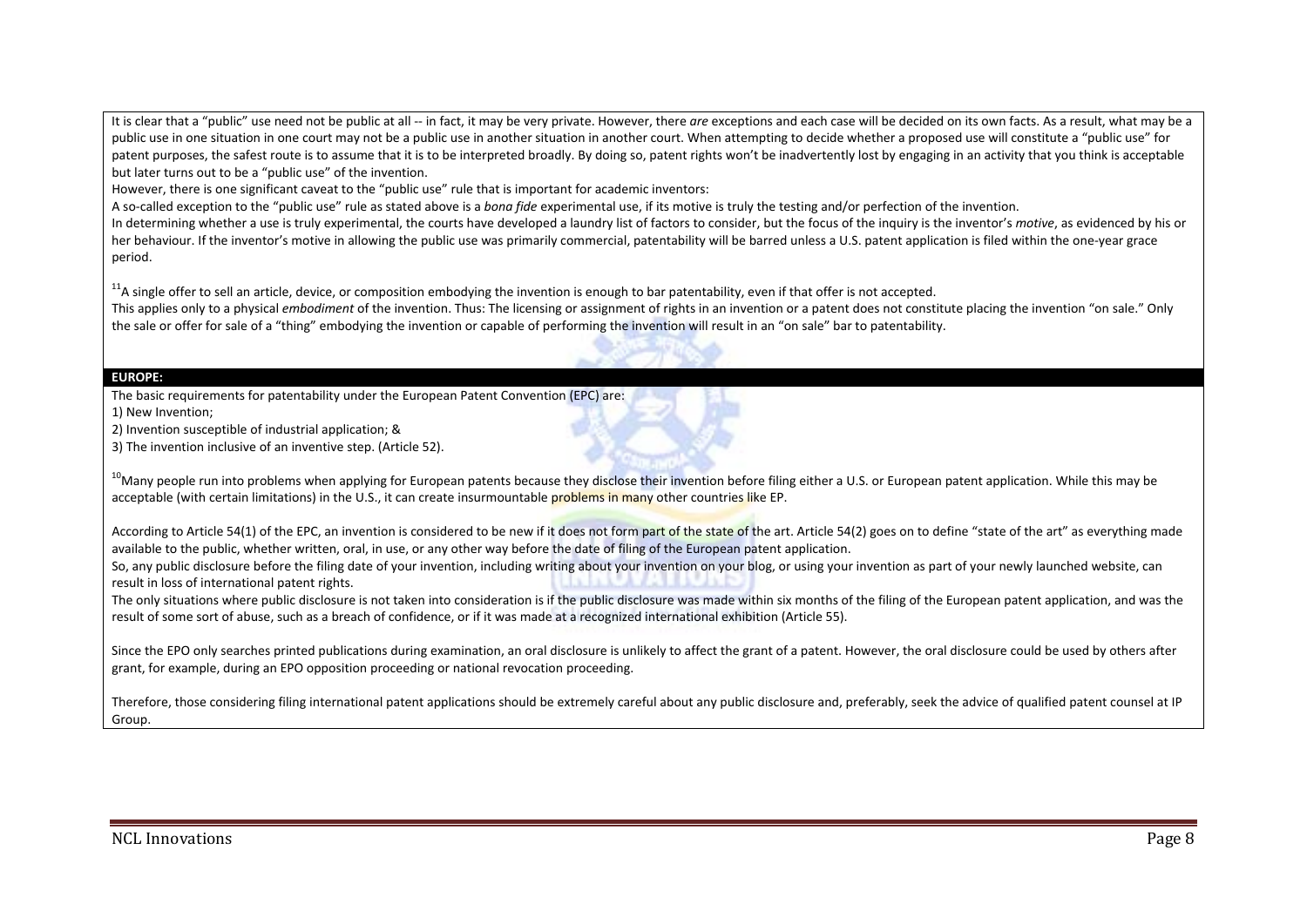It is clear that a "public" use need not be public at all -- in fact, it may be very private. However, there *are* exceptions and each case will be decided on its own facts. As a result, what may be a public use in one situation in one court may not be a public use in another situation in another court. When attempting to decide whether a proposed use will constitute a "public use" for patent purposes, the safest route is to assume that it is to be interpreted broadly. By doing so, patent rights won't be inadvertently lost by engaging in an activity that you think is acceptable but later turns out to be a "public use" of the invention.

However, there is one significant caveat to the "public use" rule that is important for academic inventors:

A so-called exception to the "public use" rule as stated above is a *bona fide* experimental use, if its motive is truly the testing and/or perfection of the invention.

In determining whether a use is truly experimental, the courts have developed a laundry list of factors to consider, but the focus of the inquiry is the inventor's *motive*, as evidenced by his or her behaviour. If the inventor's motive in allowing the public use was primarily commercial, patentability will be barred unless a U.S. patent application is filed within the one-year grace period.

[11]A single offer to sell an article, device, or composition embodying the invention is enough to bar patentability, even if that offer is not accepted.

This applies only to a physical *embodiment* of the invention. Thus: The licensing or assignment of rights in an invention or a patent does not constitute placing the invention "on sale." Only the sale or offer for sale of a "thing" embodying the invention or capable of performing the invention will result in an "on sale" bar to patentability.

**EUROPE:**

The basic requirements for patentability under the European Patent Convention (EPC) are:

1) New Invention;
2) Invention susceptible of industrial application; &
3) The invention inclusive of an inventive step. (Article 52).

[10]Many people run into problems when applying for European patents because they disclose their invention before filing either a U.S. or European patent application. While this may be acceptable (with certain limitations) in the U.S., it can create insurmountable problems in many other countries like EP.

According to Article 54(1) of the EPC, an invention is considered to be new if it does not form part of the state of the art. Article 54(2) goes on to define "state of the art" as everything made available to the public, whether written, oral, in use, or any other way before the date of filing of the European patent application.

So, any public disclosure before the filing date of your invention, including writing about your invention on your blog, or using your invention as part of your newly launched website, can result in loss of international patent rights.

The only situations where public disclosure is not taken into consideration is if the public disclosure was made within six months of the filing of the European patent application, and was the result of some sort of abuse, such as a breach of confidence, or if it was made at a recognized international exhibition (Article 55).

Since the EPO only searches printed publications during examination, an oral disclosure is unlikely to affect the grant of a patent. However, the oral disclosure could be used by others after grant, for example, during an EPO opposition proceeding or national revocation proceeding.

Therefore, those considering filing international patent applications should be extremely careful about any public disclosure and, preferably, seek the advice of qualified patent counsel at IP Group.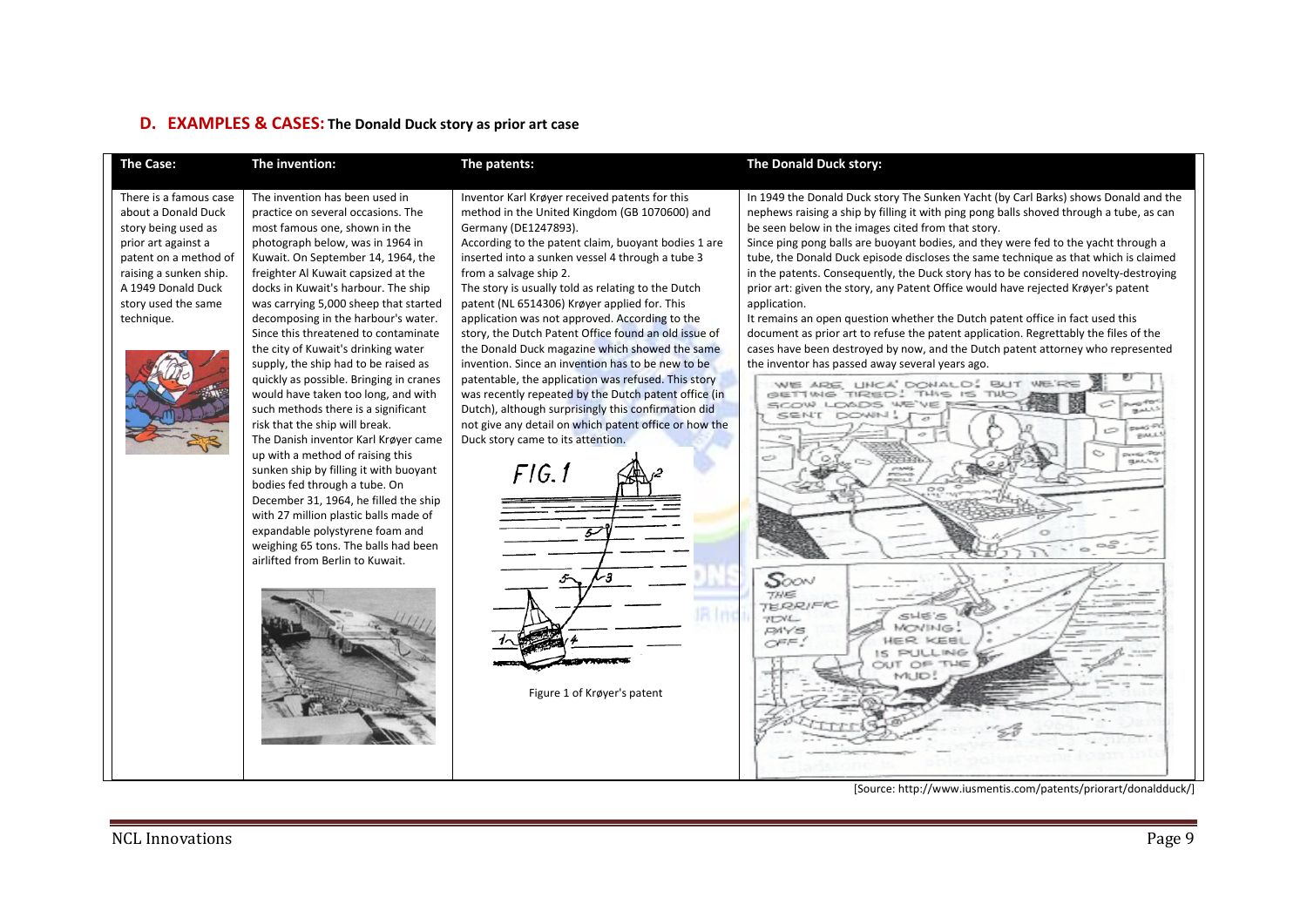## D. EXAMPLES & CASES: The Donald Duck story as prior art case

| The Case: | The invention: | The patents: | The Donald Duck story: |
|---|---|---|---|
| There is a famous case about a Donald Duck story being used as prior art against a patent on a method of raising a sunken ship. A 1949 Donald Duck story used the same technique. | The invention has been used in practice on several occasions. The most famous one, shown in the photograph below, was in 1964 in Kuwait. On September 14, 1964, the freighter Al Kuwait capsized at the docks in Kuwait's harbour. The ship was carrying 5,000 sheep that started decomposing in the harbour's water. Since this threatened to contaminate the city of Kuwait's drinking water supply, the ship had to be raised as quickly as possible. Bringing in cranes would have taken too long, and with such methods there is a significant risk that the ship will break. The Danish inventor Karl Krøyer came up with a method of raising this sunken ship by filling it with buoyant bodies fed through a tube. On December 31, 1964, he filled the ship with 27 million plastic balls made of expandable polystyrene foam and weighing 65 tons. The balls had been airlifted from Berlin to Kuwait. | Inventor Karl Krøyer received patents for this method in the United Kingdom (GB 1070600) and Germany (DE1247893). According to the patent claim, buoyant bodies 1 are inserted into a sunken vessel 4 through a tube 3 from a salvage ship 2. The story is usually told as relating to the Dutch patent (NL 6514306) Krøyer applied for. This application was not approved. According to the story, the Dutch Patent Office found an old issue of the Donald Duck magazine which showed the same invention. Since an invention has to be new to be patentable, the application was refused. This story was recently repeated by the Dutch patent office (in Dutch), although surprisingly this confirmation did not give any detail on which patent office or how the Duck story came to its attention. | In 1949 the Donald Duck story The Sunken Yacht (by Carl Barks) shows Donald and the nephews raising a ship by filling it with ping pong balls shoved through a tube, as can be seen below in the images cited from that story. Since ping pong balls are buoyant bodies, and they were fed to the yacht through a tube, the Donald Duck episode discloses the same technique as that which is claimed in the patents. Consequently, the Duck story has to be considered novelty-destroying prior art: given the story, any Patent Office would have rejected Krøyer's patent application. It remains an open question whether the Dutch patent office in fact used this document as prior art to refuse the patent application. Regrettably the files of the cases have been destroyed by now, and the Dutch patent attorney who represented the inventor has passed away several years ago. |
| | | Figure 1 of Krøyer's patent | |

[Source: http://www.iusmentis.com/patents/priorart/donaldduck/]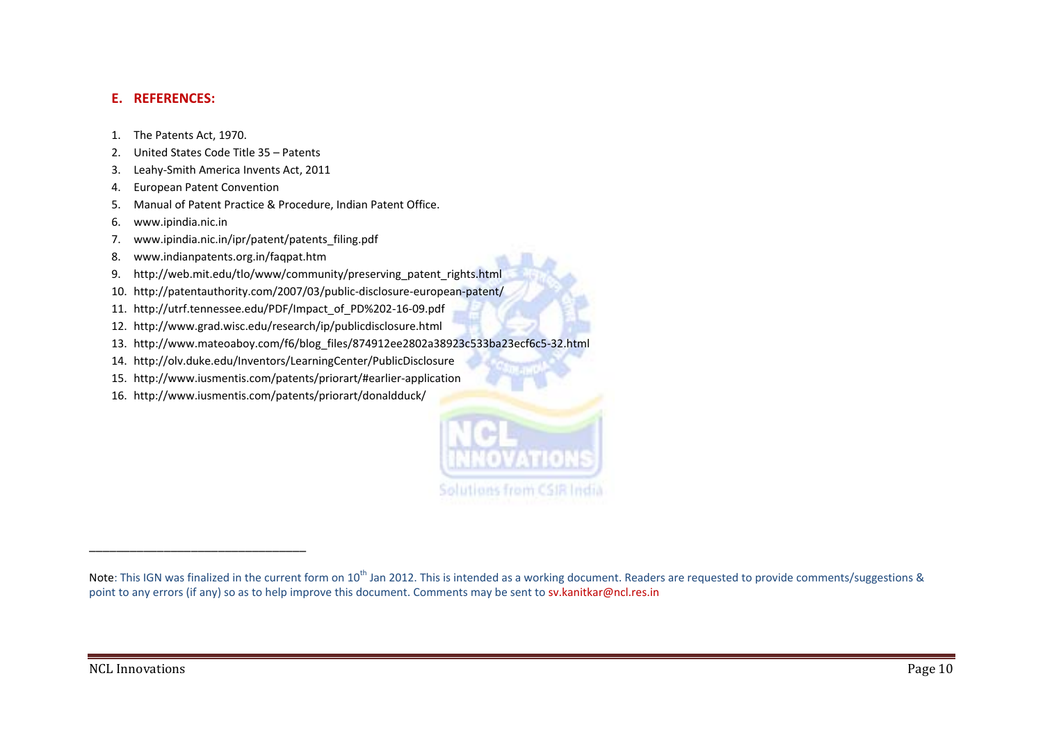## E. REFERENCES:

1. The Patents Act, 1970.
2. United States Code Title 35 – Patents
3. Leahy-Smith America Invents Act, 2011
4. European Patent Convention
5. Manual of Patent Practice & Procedure, Indian Patent Office.
6. www.ipindia.nic.in
7. www.ipindia.nic.in/ipr/patent/patents_filing.pdf
8. www.indianpatents.org.in/faqpat.htm
9. http://web.mit.edu/tlo/www/community/preserving_patent_rights.html
10. http://patentauthority.com/2007/03/public-disclosure-european-patent/
11. http://utrf.tennessee.edu/PDF/Impact_of_PD%202-16-09.pdf
12. http://www.grad.wisc.edu/research/ip/publicdisclosure.html
13. http://www.mateoaboy.com/f6/blog_files/874912ee2802a38923c533ba23ecf6c5-32.html
14. http://olv.duke.edu/Inventors/LearningCenter/PublicDisclosure
15. http://www.iusmentis.com/patents/priorart/#earlier-application
16. http://www.iusmentis.com/patents/priorart/donaldduck/

---

Note: This IGN was finalized in the current form on 10th Jan 2012. This is intended as a working document. Readers are requested to provide comments/suggestions & point to any errors (if any) so as to help improve this document. Comments may be sent to sv.kanitkar@ncl.res.in